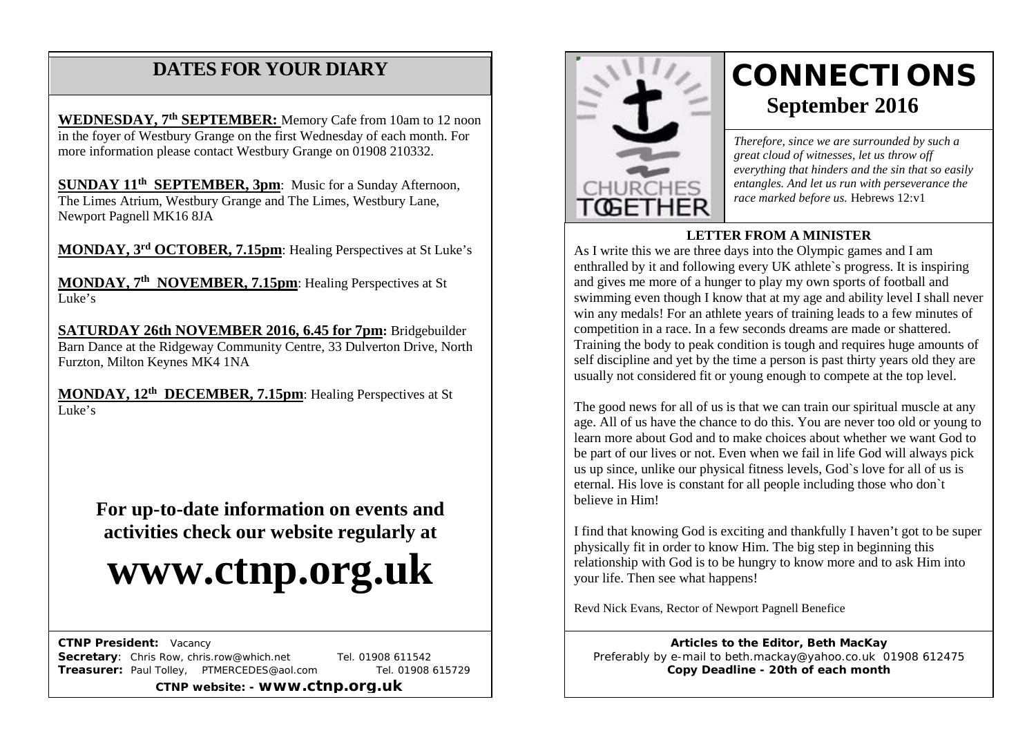## DATES FOR YOUR DIARY

**WEDNESDAY, 7th SEPTEMBER:** Memory Cafe from 10am to 12 noon in the foyer of Westbury Grange on the first Wednesday of each month. For more information please contact Westbury Grange on 01908 210332.

**SUNDAY 11th SEPTEMBER, 3pm**: Music for a Sunday Afternoon, The Limes Atrium, Westbury Grange and The Limes, Westbury Lane, Newport Pagnell MK16 8JA

**MONDAY, 3rd OCTOBER, 7.15pm**: Healing Perspectives at St Luke's

**MONDAY, 7th NOVEMBER, 7.15pm**: Healing Perspectives at St Luke's

**SATURDAY 26th NOVEMBER 2016, 6.45 for 7pm:** Bridgebuilder Barn Dance at the Ridgeway Community Centre, 33 Dulverton Drive, North Furzton, Milton Keynes MK4 1NA

**MONDAY, 12th DECEMBER, 7.15pm**: Healing Perspectives at St Luke's

**For up-to-date information on events and activities check our website regularly at**

# www.ctnp.org.uk

**CTNP President:** Vacancy
**Secretary**: Chris Row, chris.row@which.net Tel. 01908 611542
**Treasurer:** Paul Tolley, PTMERCEDES@aol.com Tel. 01908 615729
**CTNP website: - www.ctnp.org.uk**

CHURCHES TOGETHER

# CONNECTIONS

## September 2016

*Therefore, since we are surrounded by such a great cloud of witnesses, let us throw off everything that hinders and the sin that so easily entangles. And let us run with perseverance the race marked before us.* Hebrews 12:v1

### LETTER FROM A MINISTER

As I write this we are three days into the Olympic games and I am enthralled by it and following every UK athlete`s progress. It is inspiring and gives me more of a hunger to play my own sports of football and swimming even though I know that at my age and ability level I shall never win any medals! For an athlete years of training leads to a few minutes of competition in a race. In a few seconds dreams are made or shattered. Training the body to peak condition is tough and requires huge amounts of self discipline and yet by the time a person is past thirty years old they are usually not considered fit or young enough to compete at the top level.

The good news for all of us is that we can train our spiritual muscle at any age. All of us have the chance to do this. You are never too old or young to learn more about God and to make choices about whether we want God to be part of our lives or not. Even when we fail in life God will always pick us up since, unlike our physical fitness levels, God`s love for all of us is eternal. His love is constant for all people including those who don`t believe in Him!

I find that knowing God is exciting and thankfully I haven't got to be super physically fit in order to know Him. The big step in beginning this relationship with God is to be hungry to know more and to ask Him into your life. Then see what happens!

Revd Nick Evans, Rector of Newport Pagnell Benefice

**Articles to the Editor, Beth MacKay**
Preferably by e-mail to beth.mackay@yahoo.co.uk 01908 612475
**Copy Deadline - 20th of each month**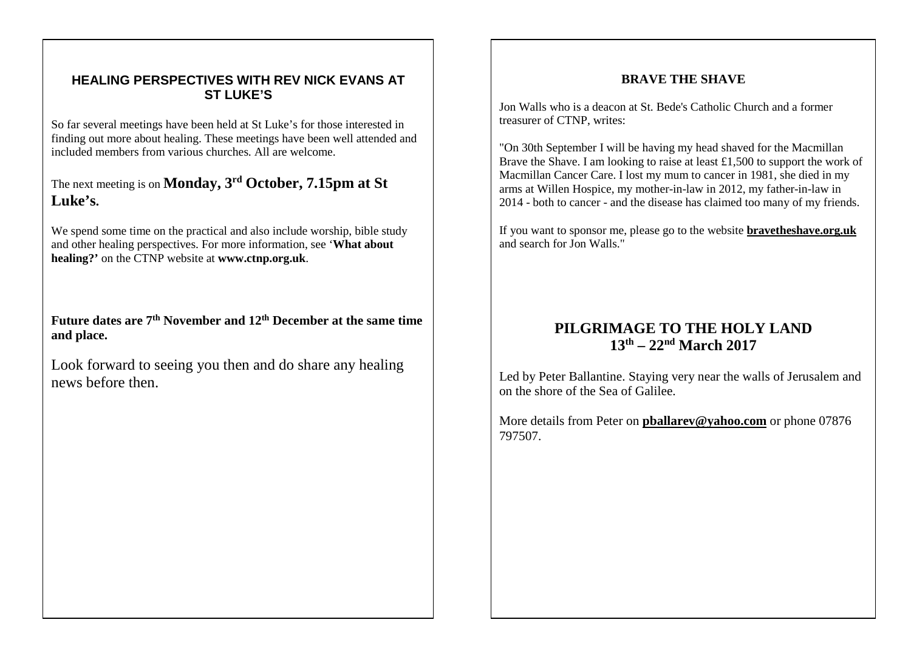## HEALING PERSPECTIVES WITH REV NICK EVANS AT ST LUKE'S

So far several meetings have been held at St Luke's for those interested in finding out more about healing. These meetings have been well attended and included members from various churches. All are welcome.

The next meeting is on **Monday, 3rd October, 7.15pm at St Luke's.**

We spend some time on the practical and also include worship, bible study and other healing perspectives. For more information, see '**What about healing?'** on the CTNP website at **www.ctnp.org.uk**.

**Future dates are 7th November and 12th December at the same time and place.**

Look forward to seeing you then and do share any healing news before then.

## BRAVE THE SHAVE

Jon Walls who is a deacon at St. Bede's Catholic Church and a former treasurer of CTNP, writes:

"On 30th September I will be having my head shaved for the Macmillan Brave the Shave. I am looking to raise at least £1,500 to support the work of Macmillan Cancer Care. I lost my mum to cancer in 1981, she died in my arms at Willen Hospice, my mother-in-law in 2012, my father-in-law in 2014 - both to cancer - and the disease has claimed too many of my friends.

If you want to sponsor me, please go to the website **bravetheshave.org.uk** and search for Jon Walls."

## PILGRIMAGE TO THE HOLY LAND 13th – 22nd March 2017

Led by Peter Ballantine. Staying very near the walls of Jerusalem and on the shore of the Sea of Galilee.

More details from Peter on **pballarev@yahoo.com** or phone 07876 797507.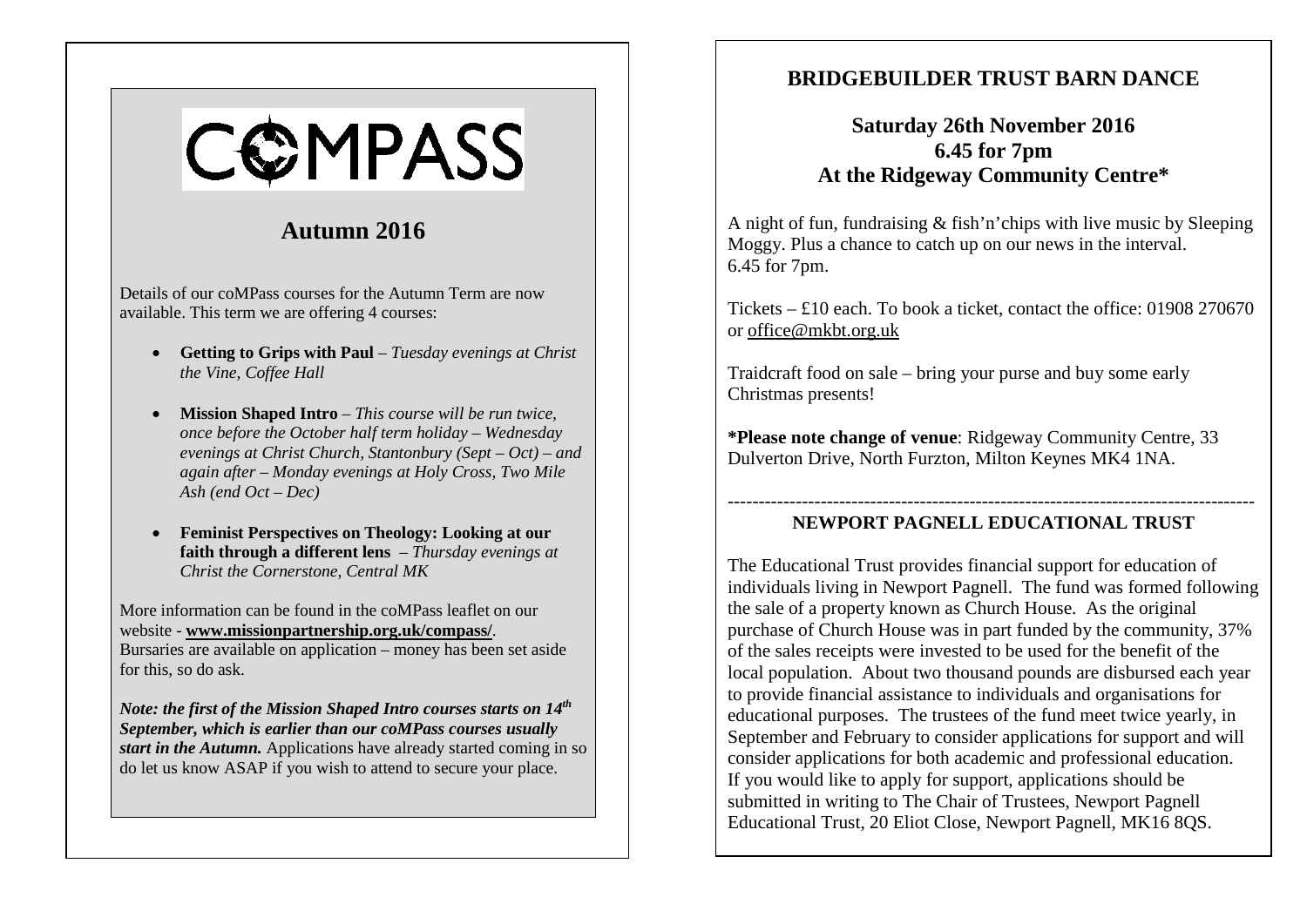# COMPASS

## Autumn 2016

Details of our coMPass courses for the Autumn Term are now available. This term we are offering 4 courses:

- **Getting to Grips with Paul** – *Tuesday evenings at Christ the Vine, Coffee Hall*
- **Mission Shaped Intro** – *This course will be run twice, once before the October half term holiday – Wednesday evenings at Christ Church, Stantonbury (Sept – Oct) – and again after – Monday evenings at Holy Cross, Two Mile Ash (end Oct – Dec)*
- **Feminist Perspectives on Theology: Looking at our faith through a different lens** – *Thursday evenings at Christ the Cornerstone, Central MK*

More information can be found in the coMPass leaflet on our website - **www.missionpartnership.org.uk/compass/**. Bursaries are available on application – money has been set aside for this, so do ask.

***Note: the first of the Mission Shaped Intro courses starts on 14th September, which is earlier than our coMPass courses usually start in the Autumn.*** Applications have already started coming in so do let us know ASAP if you wish to attend to secure your place.

## BRIDGEBUILDER TRUST BARN DANCE

### Saturday 26th November 2016
### 6.45 for 7pm
### At the Ridgeway Community Centre*

A night of fun, fundraising & fish'n'chips with live music by Sleeping Moggy. Plus a chance to catch up on our news in the interval. 6.45 for 7pm.

Tickets – £10 each. To book a ticket, contact the office: 01908 270670 or office@mkbt.org.uk

Traidcraft food on sale – bring your purse and buy some early Christmas presents!

**\*Please note change of venue**: Ridgeway Community Centre, 33 Dulverton Drive, North Furzton, Milton Keynes MK4 1NA.

---

## NEWPORT PAGNELL EDUCATIONAL TRUST

The Educational Trust provides financial support for education of individuals living in Newport Pagnell. The fund was formed following the sale of a property known as Church House. As the original purchase of Church House was in part funded by the community, 37% of the sales receipts were invested to be used for the benefit of the local population. About two thousand pounds are disbursed each year to provide financial assistance to individuals and organisations for educational purposes. The trustees of the fund meet twice yearly, in September and February to consider applications for support and will consider applications for both academic and professional education. If you would like to apply for support, applications should be submitted in writing to The Chair of Trustees, Newport Pagnell Educational Trust, 20 Eliot Close, Newport Pagnell, MK16 8QS.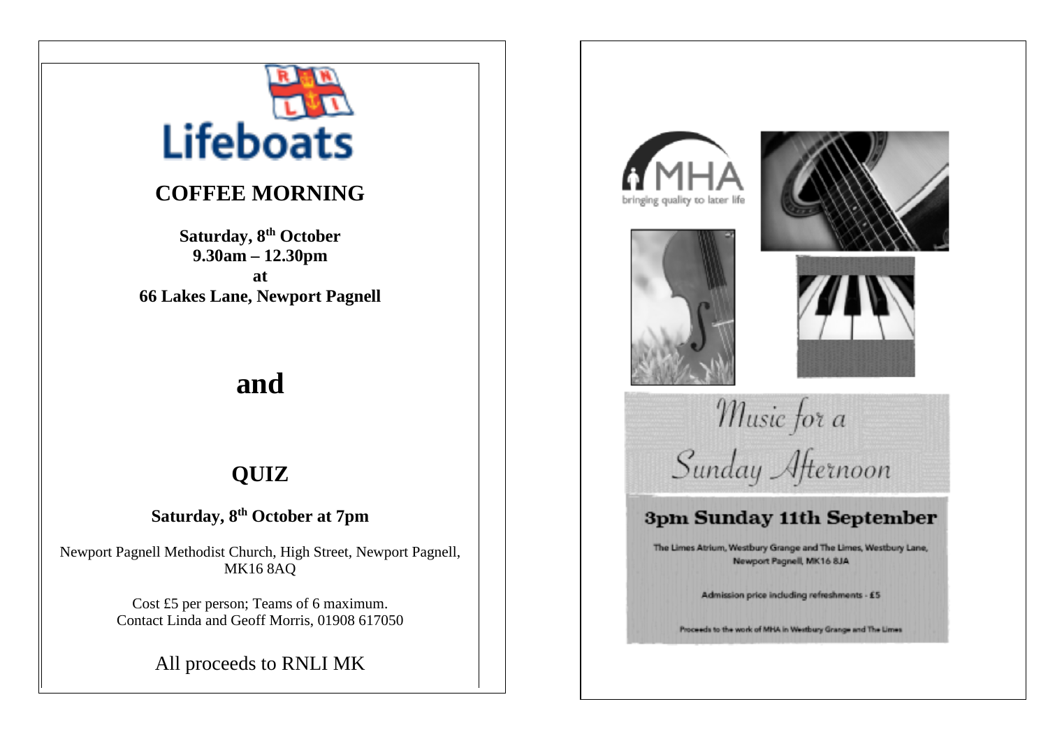Lifeboats

## COFFEE MORNING

**Saturday, 8th October**
**9.30am – 12.30pm**
**at**
**66 Lakes Lane, Newport Pagnell**

# and

## QUIZ

**Saturday, 8th October at 7pm**

Newport Pagnell Methodist Church, High Street, Newport Pagnell, MK16 8AQ

Cost £5 per person; Teams of 6 maximum.
Contact Linda and Geoff Morris, 01908 617050

All proceeds to RNLI MK

MHA
bringing quality to later life

*Music for a Sunday Afternoon*

**3pm Sunday 11th September**

The Limes Atrium, Westbury Grange and The Limes, Westbury Lane, Newport Pagnell, MK16 8JA

Admission price including refreshments - £5

Proceeds to the work of MHA in Westbury Grange and The Limes